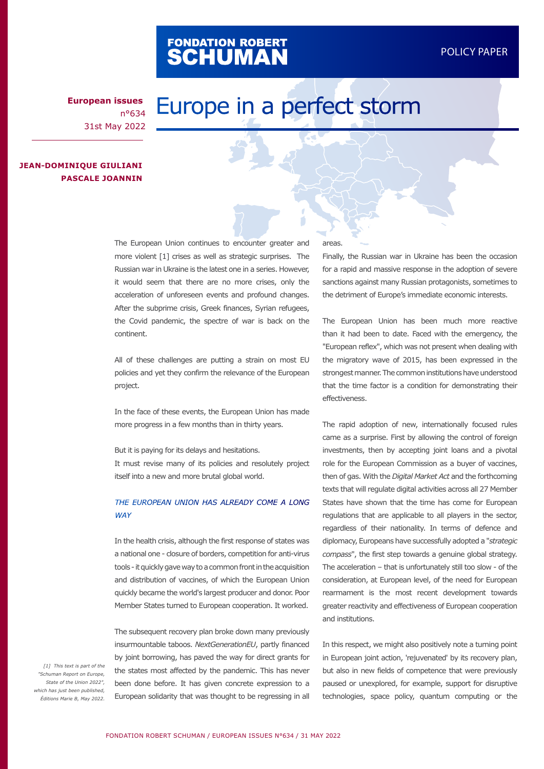# Europe in a perfect storm

**European issues**
n°634
31st May 2022

**JEAN-DOMINIQUE GIULIANI**
**PASCALE JOANNIN**

The European Union continues to encounter greater and more violent [1] crises as well as strategic surprises. The Russian war in Ukraine is the latest one in a series. However, it would seem that there are no more crises, only the acceleration of unforeseen events and profound changes. After the subprime crisis, Greek finances, Syrian refugees, the Covid pandemic, the spectre of war is back on the continent.

All of these challenges are putting a strain on most EU policies and yet they confirm the relevance of the European project.

In the face of these events, the European Union has made more progress in a few months than in thirty years.

But it is paying for its delays and hesitations.
It must revise many of its policies and resolutely project itself into a new and more brutal global world.

## *THE EUROPEAN UNION HAS ALREADY COME A LONG WAY*

In the health crisis, although the first response of states was a national one - closure of borders, competition for anti-virus tools - it quickly gave way to a common front in the acquisition and distribution of vaccines, of which the European Union quickly became the world's largest producer and donor. Poor Member States turned to European cooperation. It worked.

The subsequent recovery plan broke down many previously insurmountable taboos. *NextGenerationEU*, partly financed by joint borrowing, has paved the way for direct grants for the states most affected by the pandemic. This has never been done before. It has given concrete expression to a European solidarity that was thought to be regressing in all areas.

Finally, the Russian war in Ukraine has been the occasion for a rapid and massive response in the adoption of severe sanctions against many Russian protagonists, sometimes to the detriment of Europe's immediate economic interests.

The European Union has been much more reactive than it had been to date. Faced with the emergency, the "European reflex", which was not present when dealing with the migratory wave of 2015, has been expressed in the strongest manner. The common institutions have understood that the time factor is a condition for demonstrating their effectiveness.

The rapid adoption of new, internationally focused rules came as a surprise. First by allowing the control of foreign investments, then by accepting joint loans and a pivotal role for the European Commission as a buyer of vaccines, then of gas. With the *Digital Market Act* and the forthcoming texts that will regulate digital activities across all 27 Member States have shown that the time has come for European regulations that are applicable to all players in the sector, regardless of their nationality. In terms of defence and diplomacy, Europeans have successfully adopted a "*strategic compass*", the first step towards a genuine global strategy. The acceleration – that is unfortunately still too slow - of the consideration, at European level, of the need for European rearmament is the most recent development towards greater reactivity and effectiveness of European cooperation and institutions.

In this respect, we might also positively note a turning point in European joint action, 'rejuvenated' by its recovery plan, but also in new fields of competence that were previously paused or unexplored, for example, support for disruptive technologies, space policy, quantum computing or the

*[1] This text is part of the "Schuman Report on Europe, State of the Union 2022", which has just been published, Éditions Marie B, May 2022.*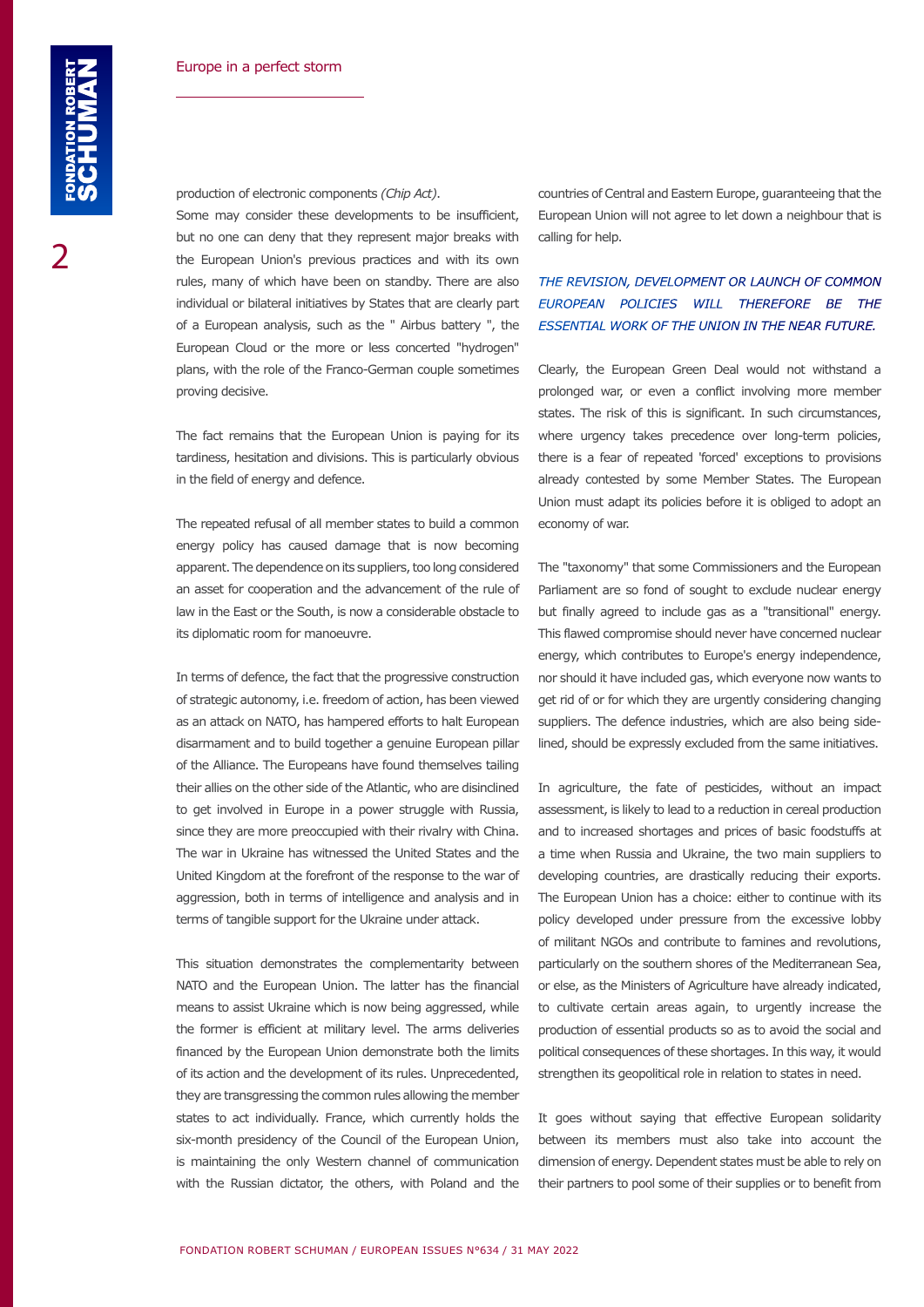production of electronic components *(Chip Act)*.

Some may consider these developments to be insufficient, but no one can deny that they represent major breaks with the European Union's previous practices and with its own rules, many of which have been on standby. There are also individual or bilateral initiatives by States that are clearly part of a European analysis, such as the " Airbus battery ", the European Cloud or the more or less concerted "hydrogen" plans, with the role of the Franco-German couple sometimes proving decisive.

The fact remains that the European Union is paying for its tardiness, hesitation and divisions. This is particularly obvious in the field of energy and defence.

The repeated refusal of all member states to build a common energy policy has caused damage that is now becoming apparent. The dependence on its suppliers, too long considered an asset for cooperation and the advancement of the rule of law in the East or the South, is now a considerable obstacle to its diplomatic room for manoeuvre.

In terms of defence, the fact that the progressive construction of strategic autonomy, i.e. freedom of action, has been viewed as an attack on NATO, has hampered efforts to halt European disarmament and to build together a genuine European pillar of the Alliance. The Europeans have found themselves tailing their allies on the other side of the Atlantic, who are disinclined to get involved in Europe in a power struggle with Russia, since they are more preoccupied with their rivalry with China. The war in Ukraine has witnessed the United States and the United Kingdom at the forefront of the response to the war of aggression, both in terms of intelligence and analysis and in terms of tangible support for the Ukraine under attack.

This situation demonstrates the complementarity between NATO and the European Union. The latter has the financial means to assist Ukraine which is now being aggressed, while the former is efficient at military level. The arms deliveries financed by the European Union demonstrate both the limits of its action and the development of its rules. Unprecedented, they are transgressing the common rules allowing the member states to act individually. France, which currently holds the six-month presidency of the Council of the European Union, is maintaining the only Western channel of communication with the Russian dictator, the others, with Poland and the countries of Central and Eastern Europe, guaranteeing that the European Union will not agree to let down a neighbour that is calling for help.

*THE REVISION, DEVELOPMENT OR LAUNCH OF COMMON EUROPEAN POLICIES WILL THEREFORE BE THE ESSENTIAL WORK OF THE UNION IN THE NEAR FUTURE.*

Clearly, the European Green Deal would not withstand a prolonged war, or even a conflict involving more member states. The risk of this is significant. In such circumstances, where urgency takes precedence over long-term policies, there is a fear of repeated 'forced' exceptions to provisions already contested by some Member States. The European Union must adapt its policies before it is obliged to adopt an economy of war.

The "taxonomy" that some Commissioners and the European Parliament are so fond of sought to exclude nuclear energy but finally agreed to include gas as a "transitional" energy. This flawed compromise should never have concerned nuclear energy, which contributes to Europe's energy independence, nor should it have included gas, which everyone now wants to get rid of or for which they are urgently considering changing suppliers. The defence industries, which are also being side-lined, should be expressly excluded from the same initiatives.

In agriculture, the fate of pesticides, without an impact assessment, is likely to lead to a reduction in cereal production and to increased shortages and prices of basic foodstuffs at a time when Russia and Ukraine, the two main suppliers to developing countries, are drastically reducing their exports. The European Union has a choice: either to continue with its policy developed under pressure from the excessive lobby of militant NGOs and contribute to famines and revolutions, particularly on the southern shores of the Mediterranean Sea, or else, as the Ministers of Agriculture have already indicated, to cultivate certain areas again, to urgently increase the production of essential products so as to avoid the social and political consequences of these shortages. In this way, it would strengthen its geopolitical role in relation to states in need.

It goes without saying that effective European solidarity between its members must also take into account the dimension of energy. Dependent states must be able to rely on their partners to pool some of their supplies or to benefit from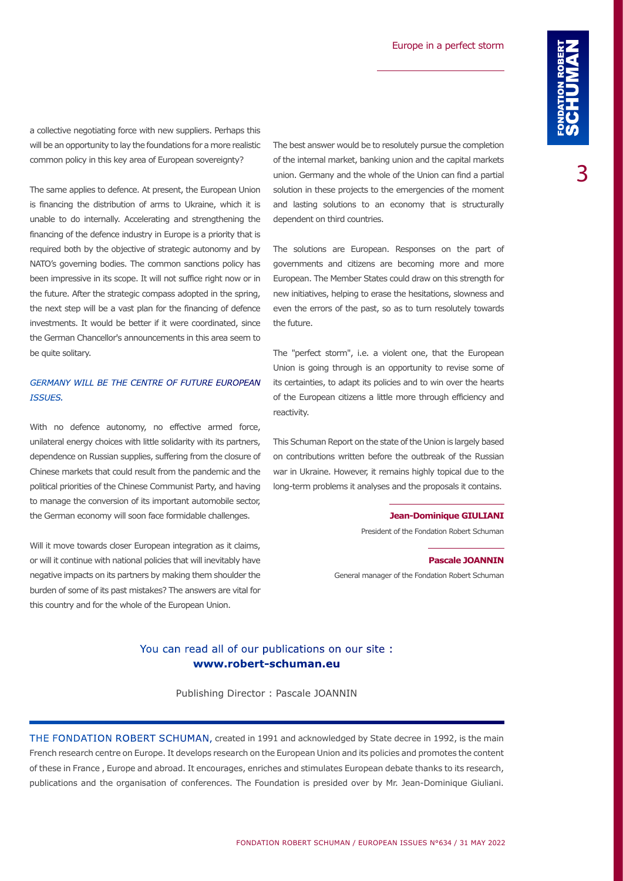a collective negotiating force with new suppliers. Perhaps this will be an opportunity to lay the foundations for a more realistic common policy in this key area of European sovereignty?

The same applies to defence. At present, the European Union is financing the distribution of arms to Ukraine, which it is unable to do internally. Accelerating and strengthening the financing of the defence industry in Europe is a priority that is required both by the objective of strategic autonomy and by NATO's governing bodies. The common sanctions policy has been impressive in its scope. It will not suffice right now or in the future. After the strategic compass adopted in the spring, the next step will be a vast plan for the financing of defence investments. It would be better if it were coordinated, since the German Chancellor's announcements in this area seem to be quite solitary.

### *GERMANY WILL BE THE CENTRE OF FUTURE EUROPEAN ISSUES.*

With no defence autonomy, no effective armed force, unilateral energy choices with little solidarity with its partners, dependence on Russian supplies, suffering from the closure of Chinese markets that could result from the pandemic and the political priorities of the Chinese Communist Party, and having to manage the conversion of its important automobile sector, the German economy will soon face formidable challenges.

Will it move towards closer European integration as it claims, or will it continue with national policies that will inevitably have negative impacts on its partners by making them shoulder the burden of some of its past mistakes? The answers are vital for this country and for the whole of the European Union.

The best answer would be to resolutely pursue the completion of the internal market, banking union and the capital markets union. Germany and the whole of the Union can find a partial solution in these projects to the emergencies of the moment and lasting solutions to an economy that is structurally dependent on third countries.

The solutions are European. Responses on the part of governments and citizens are becoming more and more European. The Member States could draw on this strength for new initiatives, helping to erase the hesitations, slowness and even the errors of the past, so as to turn resolutely towards the future.

The "perfect storm", i.e. a violent one, that the European Union is going through is an opportunity to revise some of its certainties, to adapt its policies and to win over the hearts of the European citizens a little more through efficiency and reactivity.

This Schuman Report on the state of the Union is largely based on contributions written before the outbreak of the Russian war in Ukraine. However, it remains highly topical due to the long-term problems it analyses and the proposals it contains.

**Jean-Dominique GIULIANI**

President of the Fondation Robert Schuman

**Pascale JOANNIN**

General manager of the Fondation Robert Schuman

You can read all of our publications on our site :
**www.robert-schuman.eu**

Publishing Director : Pascale JOANNIN

THE FONDATION ROBERT SCHUMAN, created in 1991 and acknowledged by State decree in 1992, is the main French research centre on Europe. It develops research on the European Union and its policies and promotes the content of these in France , Europe and abroad. It encourages, enriches and stimulates European debate thanks to its research, publications and the organisation of conferences. The Foundation is presided over by Mr. Jean-Dominique Giuliani.